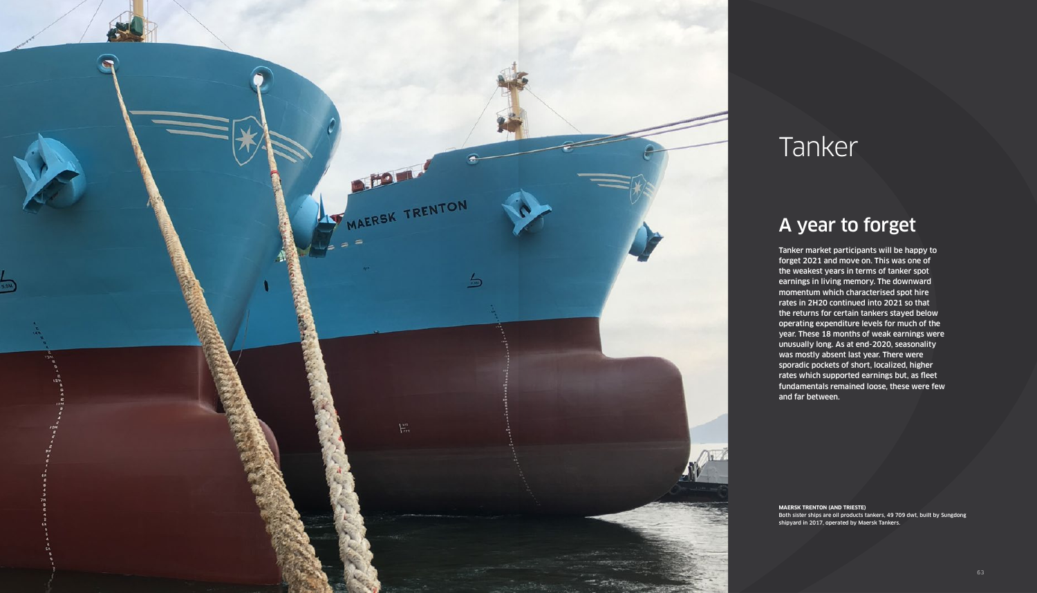# Tanker

## A year to forget

Tanker market participants will be happy to forget 2021 and move on. This was one of the weakest years in terms of tanker spot earnings in living memory. The downward momentum which characterised spot hire rates in 2H20 continued into 2021 so that the returns for certain tankers stayed below operating expenditure levels for much of the year. These 18 months of weak earnings were unusually long. As at end-2020, seasonality was mostly absent last year. There were sporadic pockets of short, localized, higher rates which supported earnings but, as fleet fundamentals remained loose, these were few and far between.

**MAERSK TRENTON (AND TRIESTE)**
Both sister ships are oil products tankers, 49 709 dwt, built by Sungdong shipyard in 2017, operated by Maersk Tankers.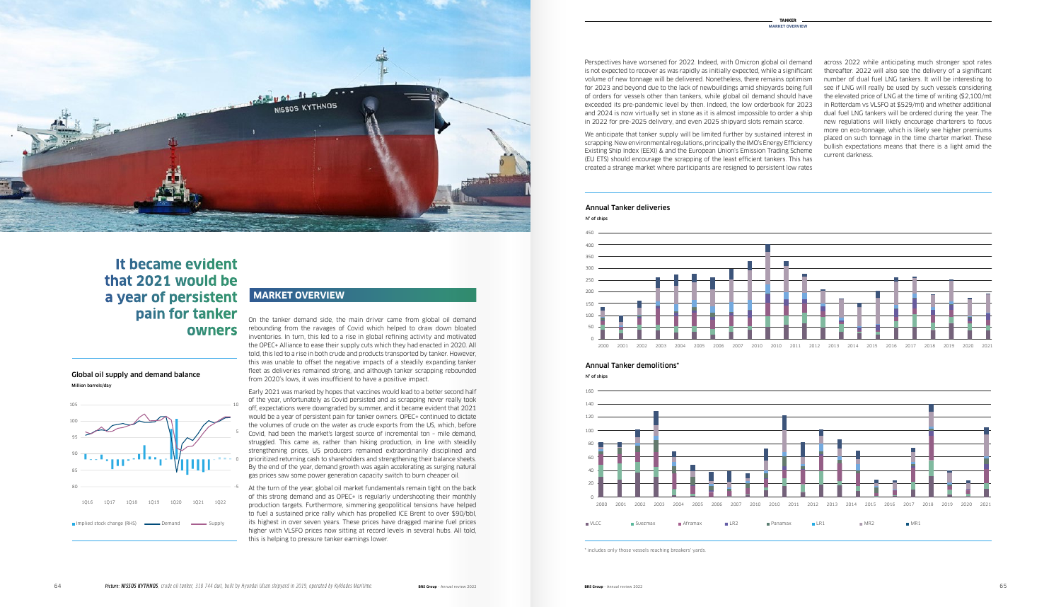# It became evident that 2021 would be a year of persistent pain for tanker owners

## MARKET OVERVIEW

On the tanker demand side, the main driver came from global oil demand rebounding from the ravages of Covid which helped to draw down bloated inventories. In turn, this led to a rise in global refining activity and motivated the OPEC+ Alliance to ease their supply cuts which they had enacted in 2020. All told, this led to a rise in both crude and products transported by tanker. However, this was unable to offset the negative impacts of a steadily expanding tanker fleet as deliveries remained strong, and although tanker scrapping rebounded from 2020's lows, it was insufficient to have a positive impact.

Early 2021 was marked by hopes that vaccines would lead to a better second half of the year, unfortunately as Covid persisted and as scrapping never really took off, expectations were downgraded by summer, and it became evident that 2021 would be a year of persistent pain for tanker owners. OPEC+ continued to dictate the volumes of crude on the water as crude exports from the US, which, before Covid, had been the market's largest source of incremental ton – mile demand, struggled. This came as, rather than hiking production, in line with steadily strengthening prices, US producers remained extraordinarily disciplined and prioritized returning cash to shareholders and strengthening their balance sheets. By the end of the year, demand growth was again accelerating as surging natural gas prices saw some power generation capacity switch to burn cheaper oil.

At the turn of the year, global oil market fundamentals remain tight on the back of this strong demand and as OPEC+ is regularly undershooting their monthly production targets. Furthermore, simmering geopolitical tensions have helped to fuel a sustained price rally which has propelled ICE Brent to over \$90/bbl, its highest in over seven years. These prices have dragged marine fuel prices higher with VLSFO prices now sitting at record levels in several hubs. All told, this is helping to pressure tanker earnings lower.

### Global oil supply and demand balance

Million barrels/day

(Chart: Implied stock change (RHS), Demand, Supply; 1Q16 to 1Q22)

Perspectives have worsened for 2022. Indeed, with Omicron global oil demand is not expected to recover as was rapidly as initially expected, while a significant volume of new tonnage will be delivered. Nonetheless, there remains optimism for 2023 and beyond due to the lack of newbuildings amid shipyards being full of orders for vessels other than tankers, while global oil demand should have exceeded its pre-pandemic level by then. Indeed, the low orderbook for 2023 and 2024 is now virtually set in stone as it is almost impossible to order a ship in 2022 for pre-2025 delivery, and even 2025 shipyard slots remain scarce.

We anticipate that tanker supply will be limited further by sustained interest in scrapping. New environmental regulations, principally the IMO's Energy Efficiency Existing Ship Index (EEXI) & and the European Union's Emission Trading Scheme (EU ETS) should encourage the scrapping of the least efficient tankers. This has created a strange market where participants are resigned to persistent low rates across 2022 while anticipating much stronger spot rates thereafter. 2022 will also see the delivery of a significant number of dual fuel LNG tankers. It will be interesting to see if LNG will really be used by such vessels considering the elevated price of LNG at the time of writing (\$2,100/mt in Rotterdam vs VLSFO at \$529/mt) and whether additional dual fuel LNG tankers will be ordered during the year. The new regulations will likely encourage charterers to focus more on eco-tonnage, which is likely see higher premiums placed on such tonnage in the time charter market. These bullish expectations means that there is a light amid the current darkness.

### Annual Tanker deliveries

N° of ships

(Chart: 2000–2021)

### Annual Tanker demolitions*

N° of ships

(Chart: 2000–2021; VLCC, Suezmax, Aframax, LR2, Panamax, LR1, MR2, MR1)

\* includes only those vessels reaching breakers' yards.

Picture: NISSOS KYTHNOS, crude oil tanker, 318 744 dwt, built by Hyundai Ulsan shipyard in 2019, operated by Kykldes Maritime.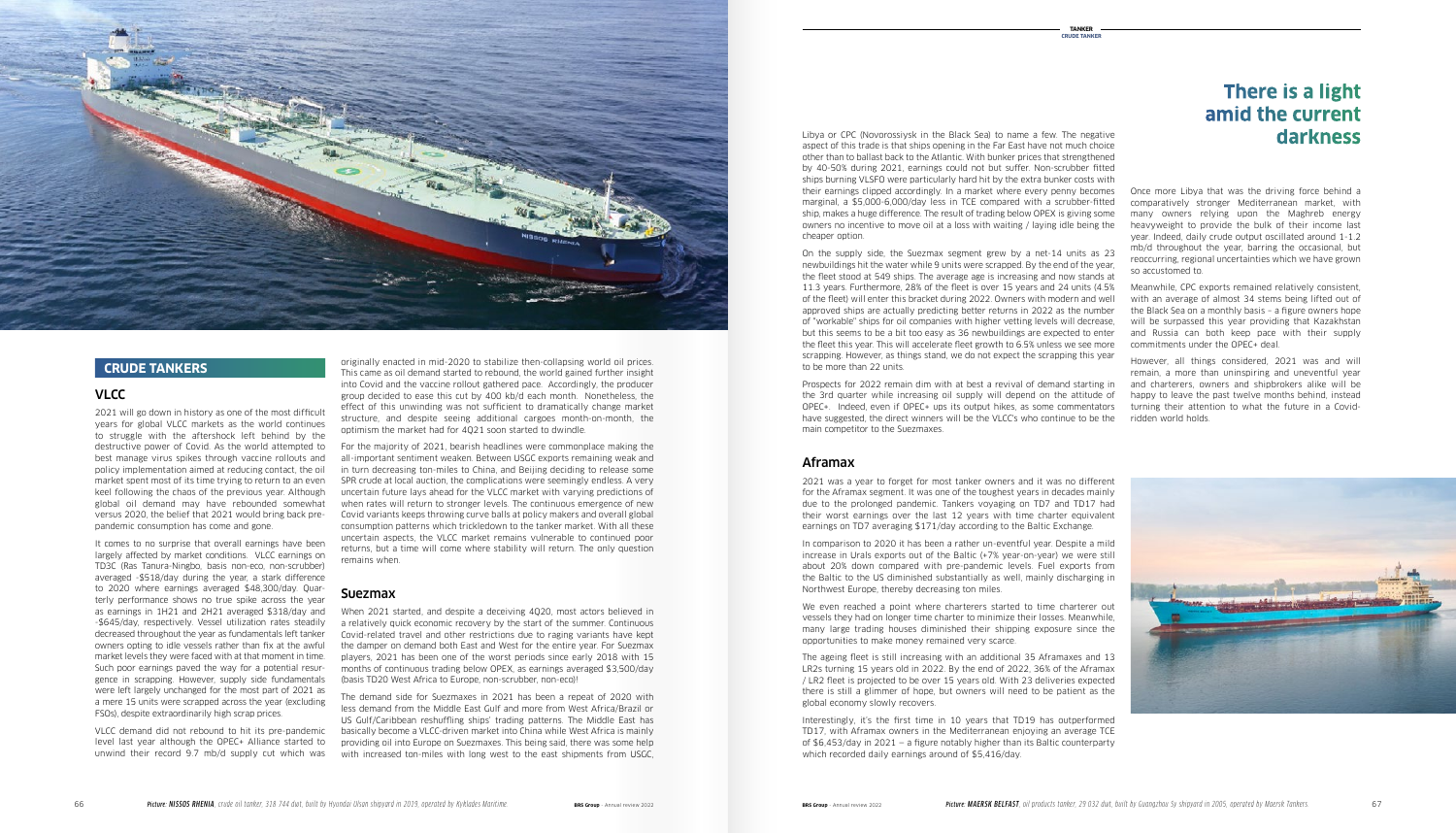## CRUDE TANKERS

### VLCC

2021 will go down in history as one of the most difficult years for global VLCC markets as the world continues to struggle with the aftershock left behind by the destructive power of Covid. As the world attempted to best manage virus spikes through vaccine rollouts and policy implementation aimed at reducing contact, the oil market spent most of its time trying to return to an even keel following the chaos of the previous year. Although global oil demand may have rebounded somewhat versus 2020, the belief that 2021 would bring back pre-pandemic consumption has come and gone.

It comes to no surprise that overall earnings have been largely affected by market conditions. VLCC earnings on TD3C (Ras Tanura-Ningbo, basis non-eco, non-scrubber) averaged -$518/day during the year, a stark difference to 2020 where earnings averaged $48,300/day. Quarterly performance shows no true spike across the year as earnings in 1H21 and 2H21 averaged $318/day and -$645/day, respectively. Vessel utilization rates steadily decreased throughout the year as fundamentals left tanker owners opting to idle vessels rather than fix at the awful market levels they were faced with at that moment in time. Such poor earnings paved the way for a potential resurgence in scrapping. However, supply side fundamentals were left largely unchanged for the most part of 2021 as a mere 15 units were scrapped across the year (excluding FSOs), despite extraordinarily high scrap prices.

VLCC demand did not rebound to hit its pre-pandemic level last year although the OPEC+ Alliance started to unwind their record 9.7 mb/d supply cut which was originally enacted in mid-2020 to stabilize then-collapsing world oil prices. This came as oil demand started to rebound, the world gained further insight into Covid and the vaccine rollout gathered pace. Accordingly, the producer group decided to ease this cut by 400 kb/d each month. Nonetheless, the effect of this unwinding was not sufficient to dramatically change market structure, and despite seeing additional cargoes month-on-month, the optimism the market had for 4Q21 soon started to dwindle.

For the majority of 2021, bearish headlines were commonplace making the all-important sentiment weaken. Between USGC exports remaining weak and in turn decreasing ton-miles to China, and Beijing deciding to release some SPR crude at local auction, the complications were seemingly endless. A very uncertain future lays ahead for the VLCC market with varying predictions of when rates will return to stronger levels. The continuous emergence of new Covid variants keeps throwing curve balls at policy makers and overall global consumption patterns which trickledown to the tanker market. With all these uncertain aspects, the VLCC market remains vulnerable to continued poor returns, but a time will come where stability will return. The only question remains when.

### Suezmax

When 2021 started, and despite a deceiving 4Q20, most actors believed in a relatively quick economic recovery by the start of the summer. Continuous Covid-related travel and other restrictions due to raging variants have kept the damper on demand both East and West for the entire year. For Suezmax players, 2021 has been one of the worst periods since early 2018 with 15 months of continuous trading below OPEX, as earnings averaged $3,500/day (basis TD20 West Africa to Europe, non-scrubber, non-eco)!

The demand side for Suezmaxes in 2021 has been a repeat of 2020 with less demand from the Middle East Gulf and more from West Africa/Brazil or US Gulf/Caribbean reshuffling ships' trading patterns. The Middle East has basically become a VLCC-driven market into China while West Africa is mainly providing oil into Europe on Suezmaxes. This being said, there was some help with increased ton-miles with long west to the east shipments from USGC, Libya or CPC (Novorossiysk in the Black Sea) to name a few. The negative aspect of this trade is that ships opening in the Far East have not much choice other than to ballast back to the Atlantic. With bunker prices that strengthened by 40-50% during 2021, earnings could not but suffer. Non-scrubber fitted ships burning VLSFO were particularly hard hit by the extra bunker costs with their earnings clipped accordingly. In a market where every penny becomes marginal, a $5,000-6,000/day less in TCE compared with a scrubber-fitted ship, makes a huge difference. The result of trading below OPEX is giving some owners no incentive to move oil at a loss with waiting / laying idle being the cheaper option.

On the supply side, the Suezmax segment grew by a net-14 units as 23 newbuildings hit the water while 9 units were scrapped. By the end of the year, the fleet stood at 549 ships. The average age is increasing and now stands at 11.3 years. Furthermore, 28% of the fleet is over 15 years and 24 units (4.5% of the fleet) will enter this bracket during 2022. Owners with modern and well approved ships are actually predicting better returns in 2022 as the number of "workable" ships for oil companies with higher vetting levels will decrease, but this seems to be a bit too easy as 36 newbuildings are expected to enter the fleet this year. This will accelerate fleet growth to 6.5% unless we see more scrapping. However, as things stand, we do not expect the scrapping this year to be more than 22 units.

Prospects for 2022 remain dim with at best a revival of demand starting in the 3rd quarter while increasing oil supply will depend on the attitude of OPEC+. Indeed, even if OPEC+ ups its output hikes, as some commentators have suggested, the direct winners will be the VLCC's who continue to be the main competitor to the Suezmaxes.

### Aframax

2021 was a year to forget for most tanker owners and it was no different for the Aframax segment. It was one of the toughest years in decades mainly due to the prolonged pandemic. Tankers voyaging on TD7 and TD17 had their worst earnings over the last 12 years with time charter equivalent earnings on TD7 averaging $171/day according to the Baltic Exchange.

In comparison to 2020 it has been a rather un-eventful year. Despite a mild increase in Urals exports out of the Baltic (+7% year-on-year) we were still about 20% down compared with pre-pandemic levels. Fuel exports from the Baltic to the US diminished substantially as well, mainly discharging in Northwest Europe, thereby decreasing ton miles.

We even reached a point where charterers started to time charter out vessels they had on longer time charter to minimize their losses. Meanwhile, many large trading houses diminished their shipping exposure since the opportunities to make money remained very scarce.

The ageing fleet is still increasing with an additional 35 Aframaxes and 13 LR2s turning 15 years old in 2022. By the end of 2022, 36% of the Aframax / LR2 fleet is projected to be over 15 years old. With 23 deliveries expected there is still a glimmer of hope, but owners will need to be patient as the global economy slowly recovers.

Interestingly, it's the first time in 10 years that TD19 has outperformed TD17, with Aframax owners in the Mediterranean enjoying an average TCE of $6,453/day in 2021 — a figure notably higher than its Baltic counterparty which recorded daily earnings around of $5,416/day.

## There is a light amid the current darkness

Once more Libya that was the driving force behind a comparatively stronger Mediterranean market, with many owners relying upon the Maghreb energy heavyweight to provide the bulk of their income last year. Indeed, daily crude output oscillated around 1-1.2 mb/d throughout the year, barring the occasional, but reoccurring, regional uncertainties which we have grown so accustomed to.

Meanwhile, CPC exports remained relatively consistent, with an average of almost 34 stems being lifted out of the Black Sea on a monthly basis – a figure owners hope will be surpassed this year providing that Kazakhstan and Russia can both keep pace with their supply commitments under the OPEC+ deal.

However, all things considered, 2021 was and will remain, a more than uninspiring and uneventful year and charterers, owners and shipbrokers alike will be happy to leave the past twelve months behind, instead turning their attention to what the future in a Covid-ridden world holds.

*Picture: **NISSOS RHENIA**, crude oil tanker, 318 744 dwt, built by Hyundai Ulsan shipyard in 2019, operated by Kyklades Maritime.*

*Picture: **MAERSK BELFAST**, oil products tanker, 29 032 dwt, built by Guangzhou Sy shipyard in 2005, operated by Maersk Tankers.*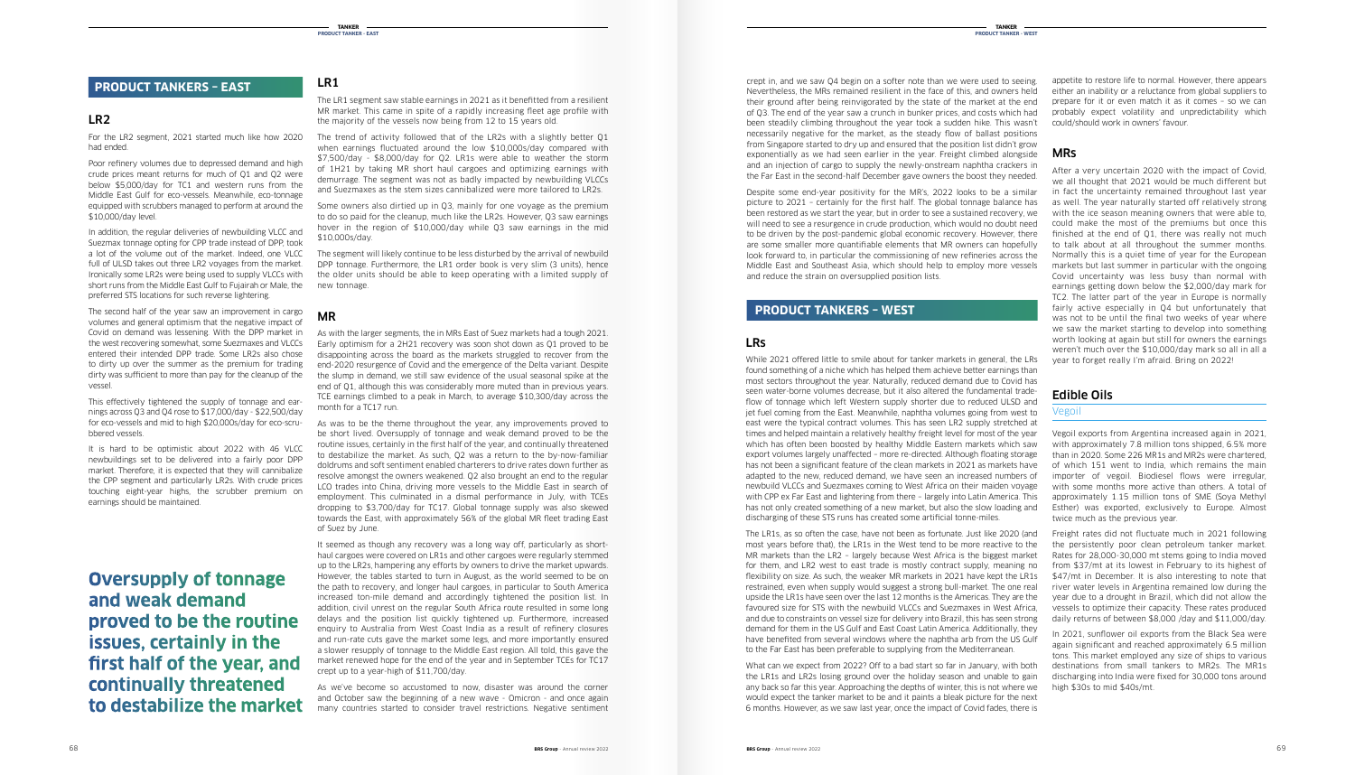## PRODUCT TANKERS – EAST

### LR2

For the LR2 segment, 2021 started much like how 2020 had ended.

Poor refinery volumes due to depressed demand and high crude prices meant returns for much of Q1 and Q2 were below $5,000/day for TC1 and western runs from the Middle East Gulf for eco-vessels. Meanwhile, eco-tonnage equipped with scrubbers managed to perform at around the $10,000/day level.

In addition, the regular deliveries of newbuilding VLCC and Suezmax tonnage opting for CPP trade instead of DPP, took a lot of the volume out of the market. Indeed, one VLCC full of ULSD takes out three LR2 voyages from the market. Ironically some LR2s were being used to supply VLCCs with short runs from the Middle East Gulf to Fujairah or Male, the preferred STS locations for such reverse lightering.

The second half of the year saw an improvement in cargo volumes and general optimism that the negative impact of Covid on demand was lessening. With the DPP market in the west recovering somewhat, some Suezmaxes and VLCCs entered their intended DPP trade. Some LR2s also chose to dirty up over the summer as the premium for trading dirty was sufficient to more than pay for the cleanup of the vessel.

This effectively tightened the supply of tonnage and earnings across Q3 and Q4 rose to $17,000/day - $22,500/day for eco-vessels and mid to high $20,000s/day for eco-scrubbered vessels.

It is hard to be optimistic about 2022 with 46 VLCC newbuildings set to be delivered into a fairly poor DPP market. Therefore, it is expected that they will cannibalize the CPP segment and particularly LR2s. With crude prices touching eight-year highs, the scrubber premium on earnings should be maintained.

**Oversupply of tonnage and weak demand proved to be the routine issues, certainly in the first half of the year, and continually threatened to destabilize the market**

### LR1

The LR1 segment saw stable earnings in 2021 as it benefitted from a resilient MR market. This came in spite of a rapidly increasing fleet age profile with the majority of the vessels now being from 12 to 15 years old.

The trend of activity followed that of the LR2s with a slightly better Q1 when earnings fluctuated around the low $10,000s/day compared with $7,500/day - $8,000/day for Q2. LR1s were able to weather the storm of 1H21 by taking MR short haul cargoes and optimizing earnings with demurrage. The segment was not as badly impacted by newbuilding VLCCs and Suezmaxes as the stem sizes cannibalized were more tailored to LR2s.

Some owners also dirtied up in Q3, mainly for one voyage as the premium to do so paid for the cleanup, much like the LR2s. However, Q3 saw earnings hover in the region of $10,000/day while Q3 saw earnings in the mid $10,000s/day.

The segment will likely continue to be less disturbed by the arrival of newbuild DPP tonnage. Furthermore, the LR1 order book is very slim (3 units), hence the older units should be able to keep operating with a limited supply of new tonnage.

### MR

As with the larger segments, the in MRs East of Suez markets had a tough 2021. Early optimism for a 2H21 recovery was soon shot down as Q1 proved to be disappointing across the board as the markets struggled to recover from the end-2020 resurgence of Covid and the emergence of the Delta variant. Despite the slump in demand, we still saw evidence of the usual seasonal spike at the end of Q1, although this was considerably more muted than in previous years. TCE earnings climbed to a peak in March, to average $10,300/day across the month for a TC17 run.

As was to be the theme throughout the year, any improvements proved to be short lived. Oversupply of tonnage and weak demand proved to be the routine issues, certainly in the first half of the year, and continually threatened to destabilize the market. As such, Q2 was a return to the by-now-familiar doldrums and soft sentiment enabled charterers to drive rates down further as resolve amongst the owners weakened. Q2 also brought an end to the regular LCO trades into China, driving more vessels to the Middle East in search of employment. This culminated in a dismal performance in July, with TCEs dropping to $3,700/day for TC17. Global tonnage supply was also skewed towards the East, with approximately 56% of the global MR fleet trading East of Suez by June.

It seemed as though any recovery was a long way off, particularly as short-haul cargoes were covered on LR1s and other cargoes were regularly stemmed up to the LR2s, hampering any efforts by owners to drive the market upwards. However, the tables started to turn in August, as the world seemed to be on the path to recovery, and longer haul cargoes, in particular to South America increased ton-mile demand and accordingly tightened the position list. In addition, civil unrest on the regular South Africa route resulted in some long delays and the position list quickly tightened up. Furthermore, increased enquiry to Australia from West Coast India as a result of refinery closures and run-rate cuts gave the market some legs, and more importantly ensured a slower resupply of tonnage to the Middle East region. All told, this gave the market renewed hope for the end of the year and in September TCEs for TC17 crept up to a year-high of $11,700/day.

As we've become so accustomed to now, disaster was around the corner and October saw the beginning of a new wave - Omicron - and once again many countries started to consider travel restrictions. Negative sentiment crept in, and we saw Q4 begin on a softer note than we were used to seeing. Nevertheless, the MRs remained resilient in the face of this, and owners held their ground after being reinvigorated by the state of the market at the end of Q3. The end of the year saw a crunch in bunker prices, and costs which had been steadily climbing throughout the year took a sudden hike. This wasn't necessarily negative for the market, as the steady flow of ballast positions from Singapore started to dry up and ensured that the position list didn't grow exponentially as we had seen earlier in the year. Freight climbed alongside and an injection of cargo to supply the newly-onstream naphtha crackers in the Far East in the second-half December gave owners the boost they needed.

Despite some end-year positivity for the MR's, 2022 looks to be a similar picture to 2021 – certainly for the first half. The global tonnage balance has been restored as we start the year, but in order to see a sustained recovery, we will need to see a resurgence in crude production, which would no doubt need to be driven by the post-pandemic global economic recovery. However, there are some smaller more quantifiable elements that MR owners can hopefully look forward to, in particular the commissioning of new refineries across the Middle East and Southeast Asia, which should help to employ more vessels and reduce the strain on oversupplied position lists.

## PRODUCT TANKERS – WEST

### LRs

While 2021 offered little to smile about for tanker markets in general, the LRs found something of a niche which has helped them achieve better earnings than most sectors throughout the year. Naturally, reduced demand due to Covid has seen water-borne volumes decrease, but it also altered the fundamental trade-flow of tonnage which left Western supply shorter due to reduced ULSD and jet fuel coming from the East. Meanwhile, naphtha volumes going from west to east were the typical contract volumes. This has seen LR2 supply stretched at times and helped maintain a relatively healthy freight level for most of the year which has often been boosted by healthy Middle Eastern markets which saw export volumes largely unaffected - more re-directed. Although floating storage has not been a significant feature of the clean markets in 2021 as markets have adapted to the new, reduced demand, we have seen an increased numbers of newbuild VLCCs and Suezmaxes coming to West Africa on their maiden voyage with CPP ex Far East and lightering from there – largely into Latin America. This has not only created something of a new market, but also the slow loading and discharging of these STS runs has created some artificial tonne-miles.

The LR1s, as so often the case, have not been as fortunate. Just like 2020 (and most years before that), the LR1s in the West tend to be more reactive to the MR markets than the LR2 – largely because West Africa is the biggest market for them, and LR2 west to east trade is mostly contract supply, meaning no flexibility on size. As such, the weaker MR markets in 2021 have kept the LR1s restrained, even when supply would suggest a strong bull-market. The one real upside the LR1s have seen over the last 12 months is the Americas. They are the favoured size for STS with the newbuild VLCCs and Suezmaxes in West Africa, and due to constraints on vessel size for delivery into Brazil, this has seen strong demand for them in the US Gulf and East Coast Latin America. Additionally, they have benefited from several windows where the naphtha arb from the US Gulf to the Far East has been preferable to supplying from the Mediterranean.

What can we expect from 2022? Off to a bad start so far in January, with both the LR1s and LR2s losing ground over the holiday season and unable to gain any back so far this year. Approaching the depths of winter, this is not where we would expect the tanker market to be and it paints a bleak picture for the next 6 months. However, as we saw last year, once the impact of Covid fades, there is appetite to restore life to normal. However, there appears either an inability or a reluctance from global suppliers to prepare for it or even match it as it comes – so we can probably expect volatility and unpredictability which could/should work in owners' favour.

### MRs

After a very uncertain 2020 with the impact of Covid, we all thought that 2021 would be much different but in fact the uncertainty remained throughout last year as well. The year naturally started off relatively strong with the ice season meaning owners that were able to, could make the most of the premiums but once this finished at the end of Q1, there was really not much to talk about at all throughout the summer months. Normally this is a quiet time of year for the European markets but last summer in particular with the ongoing Covid uncertainty was less busy than normal with earnings getting down below the $2,000/day mark for TC2. The latter part of the year in Europe is normally fairly active especially in Q4 but unfortunately that was not to be until the final two weeks of year where we saw the market starting to develop into something worth looking at again but still for owners the earnings weren't much over the $10,000/day mark so all in all a year to forget really I'm afraid. Bring on 2022!

## Edible Oils

### Vegoil

Vegoil exports from Argentina increased again in 2021, with approximately 7.8 million tons shipped, 6.5% more than in 2020. Some 226 MR1s and MR2s were chartered, of which 151 went to India, which remains the main importer of vegoil. Biodiesel flows were irregular, with some months more active than others. A total of approximately 1.15 million tons of SME (Soya Methyl Esther) was exported, exclusively to Europe. Almost twice as much as the previous year.

Freight rates did not fluctuate much in 2021 following the persistently poor clean petroleum tanker market. Rates for 28,000-30,000 mt stems going to India moved from $37/mt at its lowest in February to its highest of $47/mt in December. It is also interesting to note that river water levels in Argentina remained low during the year due to a drought in Brazil, which did not allow the vessels to optimize their capacity. These rates produced daily returns of between $8,000 /day and $11,000/day.

In 2021, sunflower oil exports from the Black Sea were again significant and reached approximately 6.5 million tons. This market employed any size of ships to various destinations from small tankers to MR2s. The MR1s discharging into India were fixed for 30,000 tons around high $30s to mid $40s/mt.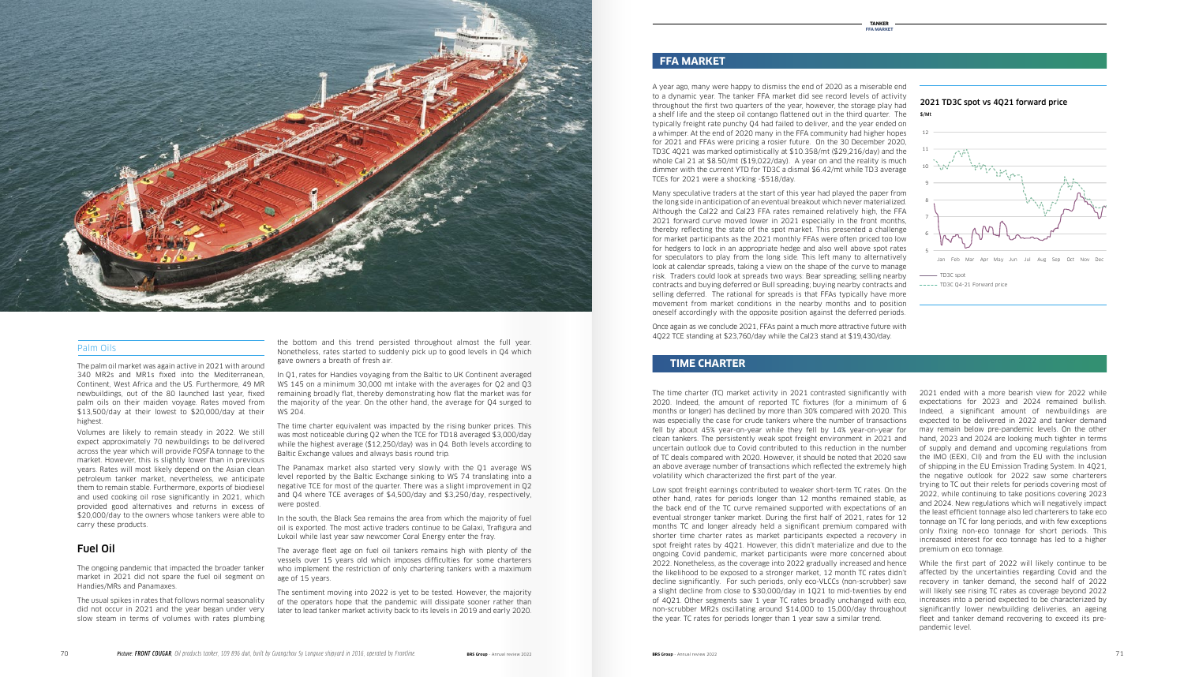## Palm Oils

The palm oil market was again active in 2021 with around 340 MR2s and MR1s fixed into the Mediterranean, Continent, West Africa and the US. Furthermore, 49 MR newbuildings, out of the 80 launched last year, fixed palm oils on their maiden voyage. Rates moved from $13,500/day at their lowest to $20,000/day at their highest.

Volumes are likely to remain steady in 2022. We still expect approximately 70 newbuildings to be delivered across the year which will provide FOSFA tonnage to the market. However, this is slightly lower than in previous years. Rates will most likely depend on the Asian clean petroleum tanker market, nevertheless, we anticipate them to remain stable. Furthermore, exports of biodiesel and used cooking oil rose significantly in 2021, which provided good alternatives and returns in excess of $20,000/day to the owners whose tankers were able to carry these products.

## Fuel Oil

The ongoing pandemic that impacted the broader tanker market in 2021 did not spare the fuel oil segment on Handies/MRs and Panamaxes.

The usual spikes in rates that follows normal seasonality did not occur in 2021 and the year began under very slow steam in terms of volumes with rates plumbing the bottom and this trend persisted throughout almost the full year. Nonetheless, rates started to suddenly pick up to good levels in Q4 which gave owners a breath of fresh air.

In Q1, rates for Handies voyaging from the Baltic to UK Continent averaged WS 145 on a minimum 30,000 mt intake with the averages for Q2 and Q3 remaining broadly flat, thereby demonstrating how flat the market was for the majority of the year. On the other hand, the average for Q4 surged to WS 204.

The time charter equivalent was impacted by the rising bunker prices. This was most noticeable during Q2 when the TCE for TD18 averaged $3,000/day while the highest average ($12,250/day) was in Q4. Both levels according to Baltic Exchange values and always basis round trip.

The Panamax market also started very slowly with the Q1 average WS level reported by the Baltic Exchange sinking to WS 74 translating into a negative TCE for most of the quarter. There was a slight improvement in Q2 and Q4 where TCE averages of $4,500/day and $3,250/day, respectively, were posted.

In the south, the Black Sea remains the area from which the majority of fuel oil is exported. The most active traders continue to be Galaxi, Trafigura and Lukoil while last year saw newcomer Coral Energy enter the fray.

The average fleet age on fuel oil tankers remains high with plenty of the vessels over 15 years old which imposes difficulties for some charterers who implement the restriction of only chartering tankers with a maximum age of 15 years.

The sentiment moving into 2022 is yet to be tested. However, the majority of the operators hope that the pandemic will dissipate sooner rather than later to lead tanker market activity back to its levels in 2019 and early 2020.

*Picture: **FRONT COUGAR**, Oil products tanker, 109 896 dwt, built by Guangzhou Sy Longxue shipyard in 2016, operated by Frontline.*

## FFA MARKET

A year ago, many were happy to dismiss the end of 2020 as a miserable end to a dynamic year. The tanker FFA market did see record levels of activity throughout the first two quarters of the year, however, the storage play had a shelf life and the steep oil contango flattened out in the third quarter. The typically freight rate punchy Q4 had failed to deliver, and the year ended on a whimper. At the end of 2020 many in the FFA community had higher hopes for 2021 and FFAs were pricing a rosier future. On the 30 December 2020, TD3C 4Q21 was marked optimistically at $10.358/mt ($29,216/day) and the whole Cal 21 at $8.50/mt ($19,022/day). A year on and the reality is much dimmer with the current YTD for TD3C a dismal $6.42/mt while TD3 average TCEs for 2021 were a shocking -$518/day.

Many speculative traders at the start of this year had played the paper from the long side in anticipation of an eventual breakout which never materialized. Although the Cal22 and Cal23 FFA rates remained relatively high, the FFA 2021 forward curve moved lower in 2021 especially in the front months, thereby reflecting the state of the spot market. This presented a challenge for market participants as the 2021 monthly FFAs were often priced too low for hedgers to lock in an appropriate hedge and also well above spot rates for speculators to play from the long side. This left many to alternatively look at calendar spreads, taking a view on the shape of the curve to manage risk. Traders could look at spreads two ways: Bear spreading; selling nearby contracts and buying deferred or Bull spreading; buying nearby contracts and selling deferred. The rational for spreads is that FFAs typically have more movement from market conditions in the nearby months and to position oneself accordingly with the opposite position against the deferred periods.

Once again as we conclude 2021, FFAs paint a much more attractive future with 4Q22 TCE standing at $23,760/day while the Cal23 stand at $19,430/day.

**2021 TD3C spot vs 4Q21 forward price**

$/Mt

— TD3C spot
----- TD3C Q4-21 Forward price

## TIME CHARTER

The time charter (TC) market activity in 2021 contrasted significantly with 2020. Indeed, the amount of reported TC fixtures (for a minimum of 6 months or longer) has declined by more than 30% compared with 2020. This was especially the case for crude tankers where the number of transactions fell by about 45% year-on-year while they fell by 14% year-on-year for clean tankers. The persistently weak spot freight environment in 2021 and uncertain outlook due to Covid contributed to this reduction in the number of TC deals compared with 2020. However, it should be noted that 2020 saw an above average number of transactions which reflected the extremely high volatility which characterized the first part of the year.

Low spot freight earnings contributed to weaker short-term TC rates. On the other hand, rates for periods longer than 12 months remained stable, as the back end of the TC curve remained supported with expectations of an eventual stronger tanker market. During the first half of 2021, rates for 12 months TC and longer already held a significant premium compared with shorter time charter rates as market participants expected a recovery in spot freight rates by 4Q21. However, this didn't materialize and due to the ongoing Covid pandemic, market participants were more concerned about 2022. Nonetheless, as the coverage into 2022 gradually increased and hence the likelihood to be exposed to a stronger market, 12 month TC rates didn't decline significantly. For such periods, only eco-VLCCs (non-scrubber) saw a slight decline from close to $30,000/day in 1Q21 to mid-twenties by end of 4Q21. Other segments saw 1 year TC rates broadly unchanged with eco, non-scrubber MR2s oscillating around $14,000 to 15,000/day throughout the year. TC rates for periods longer than 1 year saw a similar trend.

2021 ended with a more bearish view for 2022 while expectations for 2023 and 2024 remained bullish. Indeed, a significant amount of newbuildings are expected to be delivered in 2022 and tanker demand may remain below pre-pandemic levels. On the other hand, 2023 and 2024 are looking much tighter in terms of supply and demand and upcoming regulations from the IMO (EEXI, CII) and from the EU with the inclusion of shipping in the EU Emission Trading System. In 4Q21, the negative outlook for 2022 saw some charterers trying to TC out their relets for periods covering most of 2022, while continuing to take positions covering 2023 and 2024. New regulations which will negatively impact the least efficient tonnage also led charterers to take eco tonnage on TC for long periods, and with few exceptions only fixing non-eco tonnage for short periods. This increased interest for eco tonnage has led to a higher premium on eco tonnage.

While the first part of 2022 will likely continue to be affected by the uncertainties regarding Covid and the recovery in tanker demand, the second half of 2022 will likely see rising TC rates as coverage beyond 2022 increases into a period expected to be characterized by significantly lower newbuilding deliveries, an ageing fleet and tanker demand recovering to exceed its pre-pandemic level.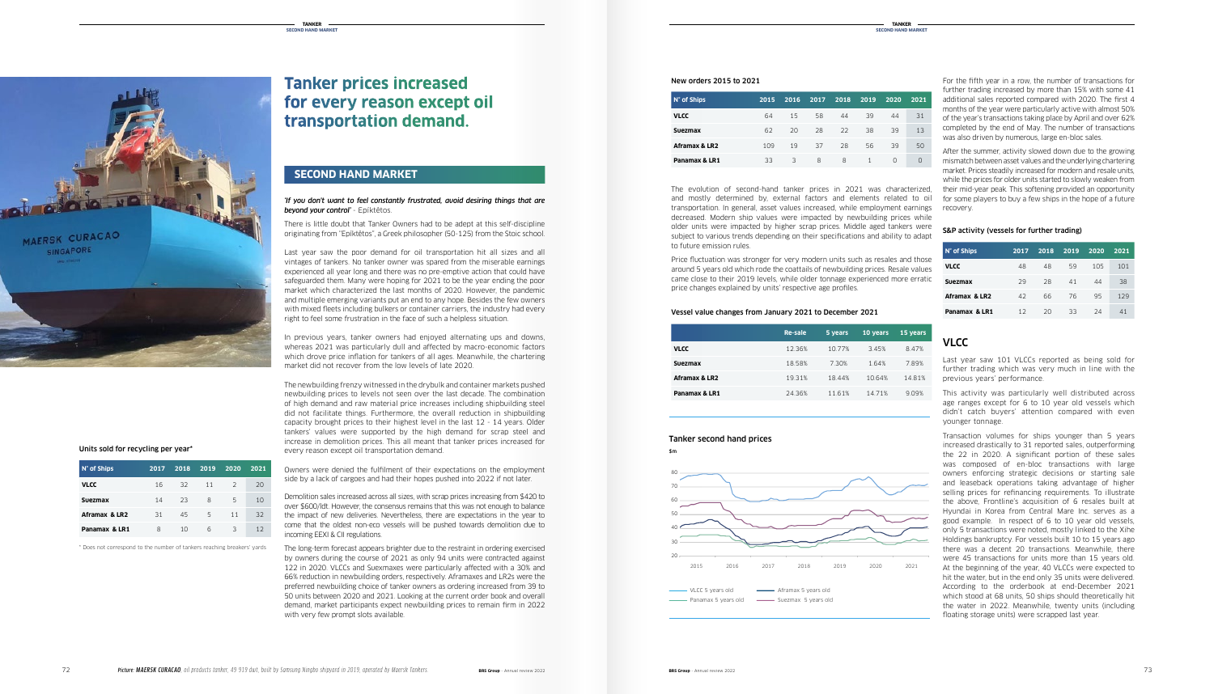# Tanker prices increased for every reason except oil transportation demand.

## SECOND HAND MARKET

***'If you don't want to feel constantly frustrated, avoid desiring things that are beyond your control'*** - Epiktêtos.

There is little doubt that Tanker Owners had to be adept at this self-discipline originating from "Epiktêtos", a Greek philosopher (50-125) from the Stoic school.

Last year saw the poor demand for oil transportation hit all sizes and all vintages of tankers. No tanker owner was spared from the miserable earnings experienced all year long and there was no pre-emptive action that could have safeguarded them. Many were hoping for 2021 to be the year ending the poor market which characterized the last months of 2020. However, the pandemic and multiple emerging variants put an end to any hope. Besides the few owners with mixed fleets including bulkers or container carriers, the industry had every right to feel some frustration in the face of such a helpless situation.

In previous years, tanker owners had enjoyed alternating ups and downs, whereas 2021 was particularly dull and affected by macro-economic factors which drove price inflation for tankers of all ages. Meanwhile, the chartering market did not recover from the low levels of late 2020.

The newbuilding frenzy witnessed in the drybulk and container markets pushed newbuilding prices to levels not seen over the last decade. The combination of high demand and raw material price increases including shipbuilding steel did not facilitate things. Furthermore, the overall reduction in shipbuilding capacity brought prices to their highest level in the last 12 - 14 years. Older tankers' values were supported by the high demand for scrap steel and increase in demolition prices. This all meant that tanker prices increased for every reason except oil transportation demand.

Owners were denied the fulfilment of their expectations on the employment side by a lack of cargoes and had their hopes pushed into 2022 if not later.

Demolition sales increased across all sizes, with scrap prices increasing from \$420 to over \$600/ldt. However, the consensus remains that this was not enough to balance the impact of new deliveries. Nevertheless, there are expectations in the year to come that the oldest non-eco vessels will be pushed towards demolition due to incoming EEXI & CII regulations.

The long-term forecast appears brighter due to the restraint in ordering exercised by owners during the course of 2021 as only 94 units were contracted against 122 in 2020. VLCCs and Suezmaxes were particularly affected with a 30% and 66% reduction in newbuilding orders, respectively. Aframaxes and LR2s were the preferred newbuilding choice of tanker owners as ordering increased from 39 to 50 units between 2020 and 2021. Looking at the current order book and overall demand, market participants expect newbuilding prices to remain firm in 2022 with very few prompt slots available.

**Units sold for recycling per year***

| N° of Ships | 2017 | 2018 | 2019 | 2020 | 2021 |
|---|---|---|---|---|---|
| VLCC | 16 | 32 | 11 | 2 | 20 |
| Suezmax | 14 | 23 | 8 | 5 | 10 |
| Aframax & LR2 | 31 | 45 | 5 | 11 | 32 |
| Panamax & LR1 | 8 | 10 | 6 | 3 | 12 |

* Does not correspond to the number of tankers reaching breakers' yards

Picture: *MAERSK CURACAO*, oil products tanker, 49 919 dwt, built by Samsung Ningbo shipyard in 2019, operated by Maersk Tankers

**New orders 2015 to 2021**

| N° of Ships | 2015 | 2016 | 2017 | 2018 | 2019 | 2020 | 2021 |
|---|---|---|---|---|---|---|---|
| VLCC | 64 | 15 | 58 | 44 | 39 | 44 | 31 |
| Suezmax | 62 | 20 | 28 | 22 | 38 | 39 | 13 |
| Aframax & LR2 | 109 | 19 | 37 | 28 | 56 | 39 | 50 |
| Panamax & LR1 | 33 | 3 | 8 | 8 | 1 | 0 | 0 |

The evolution of second-hand tanker prices in 2021 was characterized, and mostly determined by, external factors and elements related to oil transportation. In general, asset values increased, while employment earnings decreased. Modern ship values were impacted by newbuilding prices while older units were impacted by higher scrap prices. Middle aged tankers were subject to various trends depending on their specifications and ability to adapt to future emission rules.

Price fluctuation was stronger for very modern units such as resales and those around 5 years old which rode the coattails of newbuilding prices. Resale values came close to their 2019 levels, while older tonnage experienced more erratic price changes explained by units' respective age profiles.

**Vessel value changes from January 2021 to December 2021**

| | Re-sale | 5 years | 10 years | 15 years |
|---|---|---|---|---|
| VLCC | 12.36% | 10.77% | 3.45% | 8.47% |
| Suezmax | 18.58% | 7.30% | 1.64% | 7.89% |
| Aframax & LR2 | 19.31% | 18.44% | 10.64% | 14.81% |
| Panamax & LR1 | 24.36% | 11.61% | 14.71% | 9.09% |

**Tanker second hand prices**

$m

VLCC 5 years old — Aframax 5 years old — Panamax 5 years old — Suezmax 5 years old

For the fifth year in a row, the number of transactions for further trading increased by more than 15% with some 41 additional sales reported compared with 2020. The first 4 months of the year were particularly active with almost 50% of the year's transactions taking place by April and over 62% completed by the end of May. The number of transactions was also driven by numerous, large en-bloc sales.

After the summer, activity slowed down due to the growing mismatch between asset values and the underlying chartering market. Prices steadily increased for modern and resale units, while the prices for older units started to slowly weaken from their mid-year peak. This softening provided an opportunity for some players to buy a few ships in the hope of a future recovery.

**S&P activity (vessels for further trading)**

| N° of Ships | 2017 | 2018 | 2019 | 2020 | 2021 |
|---|---|---|---|---|---|
| VLCC | 48 | 48 | 59 | 105 | 101 |
| Suezmax | 29 | 28 | 41 | 44 | 38 |
| Aframax & LR2 | 42 | 66 | 76 | 95 | 129 |
| Panamax & LR1 | 12 | 20 | 33 | 24 | 41 |

## VLCC

Last year saw 101 VLCCs reported as being sold for further trading which was very much in line with the previous years' performance.

This activity was particularly well distributed across age ranges except for 6 to 10 year old vessels which didn't catch buyers' attention compared with even younger tonnage.

Transaction volumes for ships younger than 5 years increased drastically to 31 reported sales, outperforming the 22 in 2020. A significant portion of these sales was composed of en-bloc transactions with large owners enforcing strategic decisions or starting sale and leaseback operations taking advantage of higher selling prices for refinancing requirements. To illustrate the above, Frontline's acquisition of 6 resales built at Hyundai in Korea from Central Mare Inc. serves as a good example. In respect of 6 to 10 year old vessels, only 5 transactions were noted, mostly linked to the Xihe Holdings bankruptcy. For vessels built 10 to 15 years ago there was a decent 20 transactions. Meanwhile, there were 45 transactions for units more than 15 years old. At the beginning of the year, 40 VLCCs were expected to hit the water, but in the end only 35 units were delivered. According to the orderbook at end-December 2021 which stood at 68 units, 50 ships should theoretically hit the water in 2022. Meanwhile, twenty units (including floating storage units) were scrapped last year.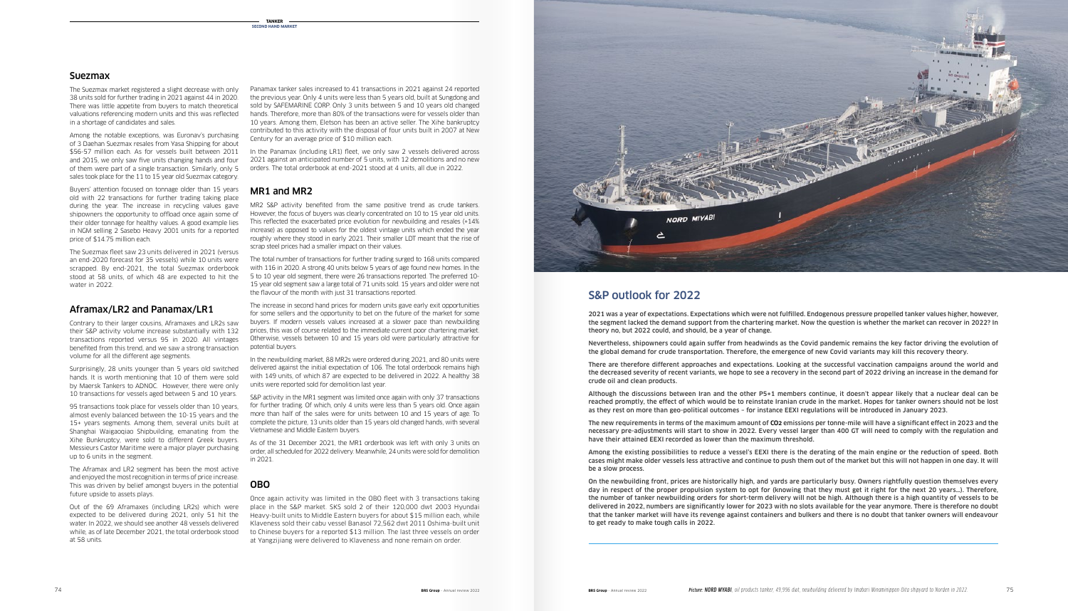## Suezmax

The Suezmax market registered a slight decrease with only 38 units sold for further trading in 2021 against 44 in 2020. There was little appetite from buyers to match theoretical valuations referencing modern units and this was reflected in a shortage of candidates and sales.

Among the notable exceptions, was Euronav's purchasing of 3 Daehan Suezmax resales from Yasa Shipping for about $56-57 million each. As for vessels built between 2011 and 2015, we only saw five units changing hands and four of them were part of a single transaction. Similarly, only 5 sales took place for the 11 to 15 year old Suezmax category.

Buyers' attention focused on tonnage older than 15 years old with 22 transactions for further trading taking place during the year. The increase in recycling values gave shipowners the opportunity to offload once again some of their older tonnage for healthy values. A good example lies in NGM selling 2 Sasebo Heavy 2001 units for a reported price of $14.75 million each.

The Suezmax fleet saw 23 units delivered in 2021 (versus an end-2020 forecast for 35 vessels) while 10 units were scrapped. By end-2021, the total Suezmax orderbook stood at 58 units, of which 48 are expected to hit the water in 2022.

## Aframax/LR2 and Panamax/LR1

Contrary to their larger cousins, Aframaxes and LR2s saw their S&P activity volume increase substantially with 132 transactions reported versus 95 in 2020. All vintages benefited from this trend, and we saw a strong transaction volume for all the different age segments.

Surprisingly, 28 units younger than 5 years old switched hands. It is worth mentioning that 10 of them were sold by Maersk Tankers to ADNOC. However, there were only 10 transactions for vessels aged between 5 and 10 years.

95 transactions took place for vessels older than 10 years, almost evenly balanced between the 10-15 years and the 15+ years segments. Among them, several units built at Shanghai Waigaoqiao Shipbuilding, emanating from the Xihe Bunkruptcy, were sold to different Greek buyers. Messieurs Castor Maritime were a major player purchasing up to 6 units in the segment.

The Aframax and LR2 segment has been the most active and enjoyed the most recognition in terms of price increase. This was driven by belief amongst buyers in the potential future upside to assets plays.

Out of the 69 Aframaxes (including LR2s) which were expected to be delivered during 2021, only 51 hit the water. In 2022, we should see another 48 vessels delivered while, as of late December 2021, the total orderbook stood at 58 units.

Panamax tanker sales increased to 41 transactions in 2021 against 24 reported the previous year. Only 4 units were less than 5 years old, built at Sungdong and sold by SAFEMARINE CORP. Only 3 units between 5 and 10 years old changed hands. Therefore, more than 80% of the transactions were for vessels older than 10 years. Among them, Eletson has been an active seller. The Xihe bankruptcy contributed to this activity with the disposal of four units built in 2007 at New Century for an average price of $10 million each.

In the Panamax (including LR1) fleet, we only saw 2 vessels delivered across 2021 against an anticipated number of 5 units, with 12 demolitions and no new orders. The total orderbook at end-2021 stood at 4 units, all due in 2022.

## MR1 and MR2

MR2 S&P activity benefited from the same positive trend as crude tankers. However, the focus of buyers was clearly concentrated on 10 to 15 year old units. This reflected the exacerbated price evolution for newbuilding and resales (+14% increase) as opposed to values for the oldest vintage units which ended the year roughly where they stood in early 2021. Their smaller LDT meant that the rise of scrap steel prices had a smaller impact on their values.

The total number of transactions for further trading surged to 168 units compared with 116 in 2020. A strong 40 units below 5 years of age found new homes. In the 5 to 10 year old segment, there were 26 transactions reported. The preferred 10-15 year old segment saw a large total of 71 units sold. 15 years and older were not the flavour of the month with just 31 transactions reported.

The increase in second hand prices for modern units gave early exit opportunities for some sellers and the opportunity to bet on the future of the market for some buyers. If modern vessels values increased at a slower pace than newbuilding prices, this was of course related to the immediate current poor chartering market. Otherwise, vessels between 10 and 15 years old were particularly attractive for potential buyers.

In the newbuilding market, 88 MR2s were ordered during 2021, and 80 units were delivered against the initial expectation of 106. The total orderbook remains high with 149 units, of which 87 are expected to be delivered in 2022. A healthy 38 units were reported sold for demolition last year.

S&P activity in the MR1 segment was limited once again with only 37 transactions for further trading. Of which, only 4 units were less than 5 years old. Once again more than half of the sales were for units between 10 and 15 years of age. To complete the picture, 13 units older than 15 years old changed hands, with several Vietnamese and Middle Eastern buyers.

As of the 31 December 2021, the MR1 orderbook was left with only 3 units on order, all scheduled for 2022 delivery. Meanwhile, 24 units were sold for demolition in 2021.

## OBO

Once again activity was limited in the OBO fleet with 3 transactions taking place in the S&P market. SKS sold 2 of their 120,000 dwt 2003 Hyundai Heavy-built units to Middle Eastern buyers for about $15 million each, while Klaveness sold their cabu vessel Banasol 72,562 dwt 2011 Oshima-built unit to Chinese buyers for a reported $13 million. The last three vessels on order at Yangzijiang were delivered to Klaveness and none remain on order.

## S&P outlook for 2022

2021 was a year of expectations. Expectations which were not fulfilled. Endogenous pressure propelled tanker values higher, however, the segment lacked the demand support from the chartering market. Now the question is whether the market can recover in 2022? In theory no, but 2022 could, and should, be a year of change.

Nevertheless, shipowners could again suffer from headwinds as the Covid pandemic remains the key factor driving the evolution of the global demand for crude transportation. Therefore, the emergence of new Covid variants may kill this recovery theory.

There are therefore different approaches and expectations. Looking at the successful vaccination campaigns around the world and the decreased severity of recent variants, we hope to see a recovery in the second part of 2022 driving an increase in the demand for crude oil and clean products.

Although the discussions between Iran and the other P5+1 members continue, it doesn't appear likely that a nuclear deal can be reached promptly, the effect of which would be to reinstate Iranian crude in the market. Hopes for tanker owners should not be lost as they rest on more than geo-political outcomes – for instance EEXI regulations will be introduced in January 2023.

The new requirements in terms of the maximum amount of $CO_2$ emissions per tonne-mile will have a significant effect in 2023 and the necessary pre-adjustments will start to show in 2022. Every vessel larger than 400 GT will need to comply with the regulation and have their attained EEXI recorded as lower than the maximum threshold.

Among the existing possibilities to reduce a vessel's EEXI there is the derating of the main engine or the reduction of speed. Both cases might make older vessels less attractive and continue to push them out of the market but this will not happen in one day. It will be a slow process.

On the newbuilding front, prices are historically high, and yards are particularly busy. Owners rightfully question themselves every day in respect of the proper propulsion system to opt for (knowing that they must get it right for the next 20 years...). Therefore, the number of tanker newbuilding orders for short-term delivery will not be high. Although there is a high quantity of vessels to be delivered in 2022, numbers are significantly lower for 2023 with no slots available for the year anymore. There is therefore no doubt that the tanker market will have its revenge against containers and bulkers and there is no doubt that tanker owners will endeavour to get ready to make tough calls in 2022.

*Picture: **NORD MIYABI**, oil products tanker, 49,996 dwt, newbuilding delivered by Imabari Minaminippon Oita shipyard to Norden in 2022.*